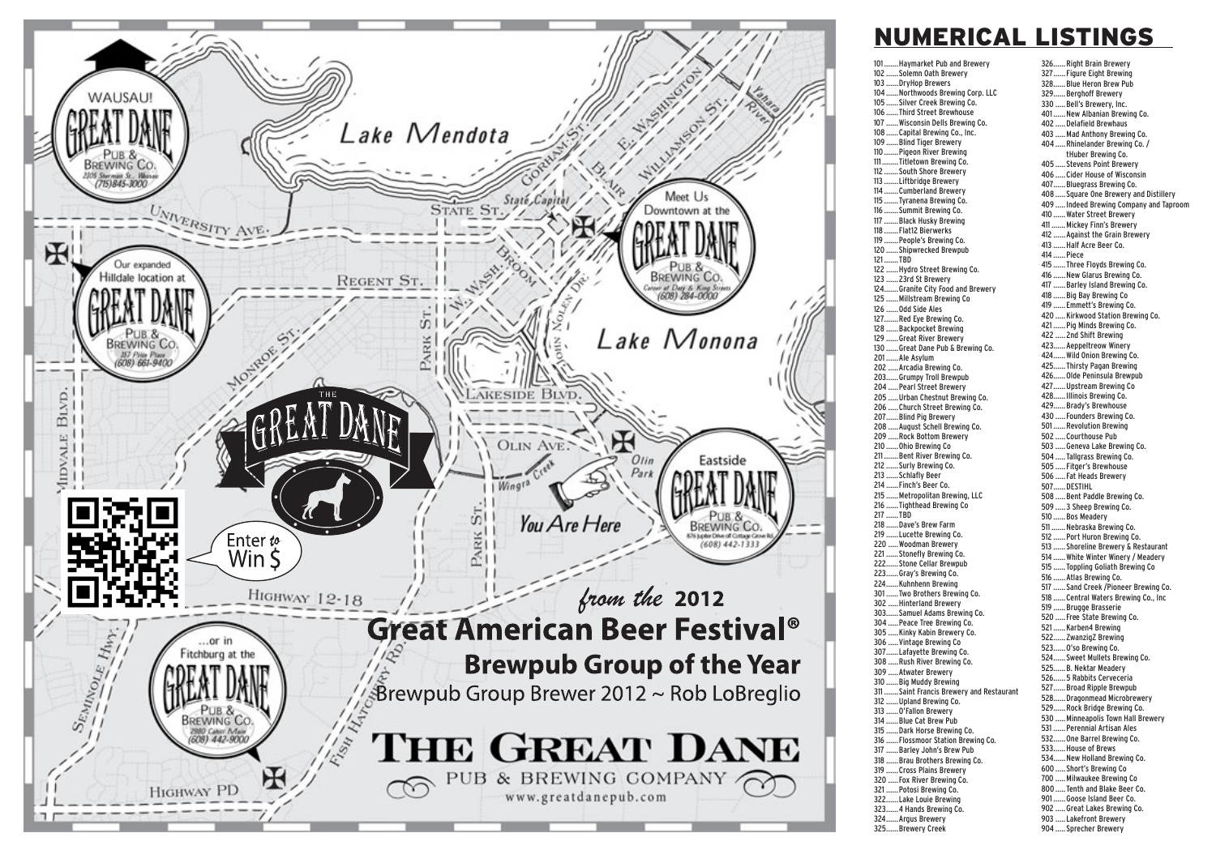Lake Mendota

Lake Monona

WAUSAU!

GREAT DANE PUB & BREWING CO.
2305 Sherman St., Wausau
(715)845-3000

Our expanded Hilldale location at
GREAT DANE PUB & BREWING CO.
357 Price Place
(608) 661-9400

Meet Us Downtown at the
GREAT DANE PUB & BREWING CO.
Corner of Doty & King Streets
(608) 284-0000

Eastside
GREAT DANE PUB & BREWING CO.
876 Jupiter Drive off Cottage Grove Rd
(608) 442-1333

...or in Fitchburg at the
GREAT DANE PUB & BREWING CO.
2980 Cahill Main
(608) 442-9000

University Ave. · State St. · State Capitol · Gorham St. · E. Washington · Williamson St. · Yahara River · Blair · Regent St. · Monroe St. · Park St. · W. Wash. · Broom · John Nolen Dr. · Lakeside Blvd. · Olin Ave. · Olin Park · Wingra Creek · Midvale Blvd. · Highway 12-18 · Seminole Hwy. · Fish Hatchery Rd. · Highway PD

You Are Here

THE GREAT DANE

Enter to Win $

*from the* **2012**

**Great American Beer Festival®**

**Brewpub Group of the Year**

Brewpub Group Brewer 2012 ~ Rob LoBreglio

**THE GREAT DANE**

PUB & BREWING COMPANY

www.greatdanepub.com

# NUMERICAL LISTINGS

101 ....... Haymarket Pub and Brewery
102 ...... Solemn Oath Brewery
103 ...... DryHop Brewers
104 ...... Northwoods Brewing Corp. LLC
105 ...... Silver Creek Brewing Co.
106 ...... Third Street Brewhouse
107 ...... Wisconsin Dells Brewing Co.
108 ...... Capital Brewing Co., Inc.
109 ...... Blind Tiger Brewery
110 ...... Pigeon River Brewing
111 ....... Titletown Brewing Co.
112 ...... South Shore Brewery
113 ...... Liftbridge Brewery
114 ...... Cumberland Brewery
115 ...... Tyranena Brewing Co.
116 ...... Summit Brewing Co.
117 ...... Black Husky Brewing
118 ...... Flat12 Bierwerks
119 ...... People's Brewing Co.
120 ...... Shipwrecked Brewpub
121 ...... TBD
122 ...... Hydro Street Brewing Co.
123 ...... 23rd St Brewery
124 ...... Granite City Food and Brewery
125 ...... Millstream Brewing Co
126 ...... Odd Side Ales
127 ...... Red Eye Brewing Co.
128 ...... Backpocket Brewing
129 ...... Great River Brewery
130 ...... Great Dane Pub & Brewing Co.
201 ...... Ale Asylum
202 ...... Arcadia Brewing Co.
203 ...... Grumpy Troll Brewpub
204 ...... Pearl Street Brewery
205 ...... Urban Chestnut Brewing Co.
206 ...... Church Street Brewing Co.
207 ...... Blind Pig Brewery
208 ...... August Schell Brewing Co.
209 ...... Rock Bottom Brewery
210 ...... Ohio Brewing Co
211 ...... Bent River Brewing Co.
212 ...... Surly Brewing Co.
213 ...... Schlafly Beer
214 ...... Finch's Beer Co.
215 ...... Metropolitan Brewing, LLC
216 ...... Tighthead Brewing Co
217 ...... TBD
218 ...... Dave's Brew Farm
219 ...... Lucette Brewing Co.
220 ...... Woodman Brewery
221 ...... Stonefly Brewing Co.
222 ...... Stone Cellar Brewpub
223 ...... Gray's Brewing Co.
224 ...... Kuhnhenn Brewing
301 ...... Two Brothers Brewing Co.
302 ...... Hinterland Brewery
303 ...... Samuel Adams Brewing Co.
304 ...... Peace Tree Brewing Co.
305 ...... Kinky Kabin Brewery Co.
306 ...... Vintage Brewing Co
307 ...... Lafayette Brewing Co.
308 ...... Rush River Brewing Co.
309 ...... Atwater Brewery
310 ...... Big Muddy Brewing
311 ...... Saint Francis Brewery and Restaurant
312 ...... Upland Brewing Co.
313 ...... O'Fallon Brewery
314 ...... Blue Cat Brew Pub
315 ...... Dark Horse Brewing Co.
316 ...... Flossmoor Station Brewing Co.
317 ...... Barley John's Brew Pub
318 ...... Brau Brothers Brewing Co.
319 ...... Cross Plains Brewery
320 ...... Fox River Brewing Co.
321 ...... Potosi Brewing Co.
322 ...... Lake Louie Brewing
323 ...... 4 Hands Brewing Co.
324 ...... Argus Brewery
325 ...... Brewery Creek
326 ...... Right Brain Brewery
327 ...... Figure Eight Brewing
328 ...... Blue Heron Brew Pub
329 ...... Berghoff Brewery
330 ...... Bell's Brewery, Inc.
401 ...... New Albanian Brewing Co.
402 ...... Delafield Brewhaus
403 ...... Mad Anthony Brewing Co.
404 ...... Rhinelander Brewing Co. / tHuber Brewing Co.
405 ...... Stevens Point Brewery
406 ...... Cider House of Wisconsin
407 ...... Bluegrass Brewing Co.
408 ...... Square One Brewery and Distillery
409 ...... Indeed Brewing Company and Taproom
410 ...... Water Street Brewery
411 ...... Mickey Finn's Brewery
412 ...... Against the Grain Brewery
413 ...... Half Acre Beer Co.
414 ...... Piece
415 ...... Three Floyds Brewing Co.
416 ...... New Glarus Brewing Co.
417 ...... Barley Island Brewing Co.
418 ...... Big Bay Brewing Co
419 ...... Emmett's Brewing Co.
420 ...... Kirkwood Station Brewing Co.
421 ...... Pig Minds Brewing Co.
422 ...... 2nd Shift Brewing
423 ...... Aeppeltreow Winery
424 ...... Wild Onion Brewing Co.
425 ...... Thirsty Pagan Brewing
426 ...... Olde Peninsula Brewpub
427 ...... Upstream Brewing Co
428 ...... Illinois Brewing Co.
429 ...... Brady's Brewhouse
430 ...... Founders Brewing Co.
501 ...... Revolution Brewing
502 ...... Courthouse Pub
503 ...... Geneva Lake Brewing Co.
504 ...... Tallgrass Brewing Co.
505 ...... Fitger's Brewhouse
506 ...... Fat Heads Brewery
507 ...... DESTIHL
508 ...... Bent Paddle Brewing Co.
509 ...... 3 Sheep Brewing Co.
510 ...... Bos Meadery
511 ...... Nebraska Brewing Co.
512 ...... Port Huron Brewing Co.
513 ...... Shoreline Brewery & Restaurant
514 ...... White Winter Winery / Meadery
515 ...... Toppling Goliath Brewing Co
516 ...... Atlas Brewing Co.
517 ...... Sand Creek /Pioneer Brewing Co.
518 ...... Central Waters Brewing Co., Inc
519 ...... Brugge Brasserie
520 ...... Free State Brewing Co.
521 ...... Karben4 Brewing
522 ...... ZwanzigZ Brewing
523 ...... O'so Brewing Co.
524 ...... Sweet Mullets Brewing Co.
525 ...... B. Nektar Meadery
526 ...... 5 Rabbits Cerveceria
527 ...... Broad Ripple Brewpub
528 ...... Dragonmead Microbrewery
529 ...... Rock Bridge Brewing Co.
530 ...... Minneapolis Town Hall Brewery
531 ...... Perennial Artisan Ales
532 ...... One Barrel Brewing Co.
533 ...... House of Brews
534 ...... New Holland Brewing Co.
600 ...... Short's Brewing Co
700 ...... Milwaukee Brewing Co
800 ...... Tenth and Blake Beer Co.
901 ...... Goose Island Beer Co.
902 ...... Great Lakes Brewing Co.
903 ...... Lakefront Brewery
904 ...... Sprecher Brewery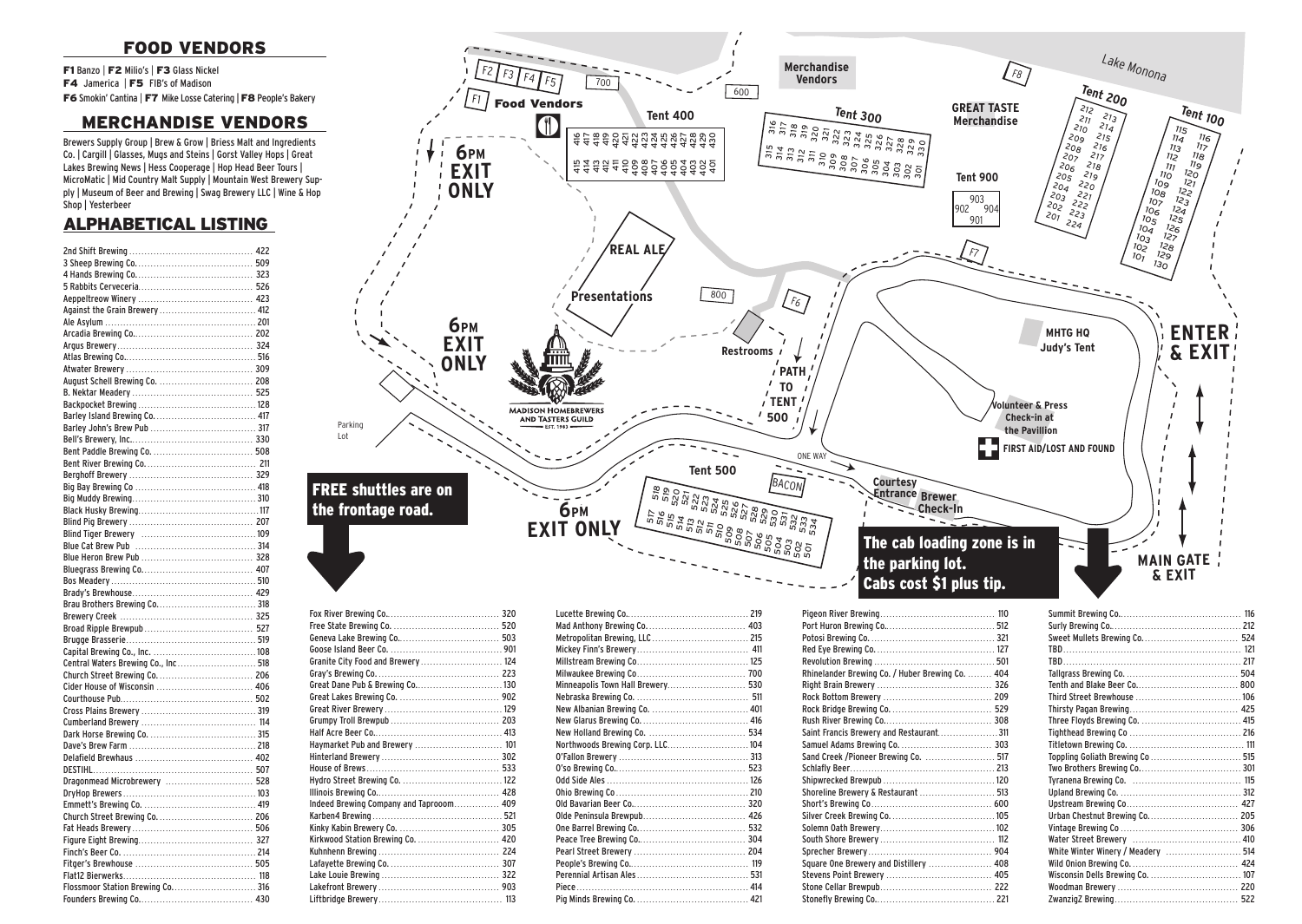## FOOD VENDORS

**F1** Banzo | **F2** Milio's | **F3** Glass Nickel
**F4** Jamerica | **F5** FIB's of Madison
**F6** Smokin' Cantina | **F7** Mike Losse Catering | **F8** People's Bakery

## MERCHANDISE VENDORS

Brewers Supply Group | Brew & Grow | Briess Malt and Ingredients Co. | Cargill | Glasses, Mugs and Steins | Gorst Valley Hops | Great Lakes Brewing News | Hess Cooperage | Hop Head Beer Tours | MicroMatic | Mid Country Malt Supply | Mountain West Brewery Supply | Museum of Beer and Brewing | Swag Brewery LLC | Wine & Hop Shop | Yesterbeer

## ALPHABETICAL LISTING

| | |
|---|---|
| 2nd Shift Brewing | 422 |
| 3 Sheep Brewing Co. | 509 |
| 4 Hands Brewing Co. | 323 |
| 5 Rabbits Cerveceria | 526 |
| Aeppeltreow Winery | 423 |
| Against the Grain Brewery | 412 |
| Ale Asylum | 201 |
| Arcadia Brewing Co. | 202 |
| Argus Brewery | 324 |
| Atlas Brewing Co. | 516 |
| Atwater Brewery | 309 |
| August Schell Brewing Co. | 208 |
| B. Nektar Meadery | 525 |
| Backpocket Brewing | 128 |
| Barley Island Brewing Co. | 417 |
| Barley John's Brew Pub | 317 |
| Bell's Brewery, Inc. | 330 |
| Bent Paddle Brewing Co. | 508 |
| Bent River Brewing Co. | 211 |
| Berghoff Brewery | 329 |
| Big Bay Brewing Co | 418 |
| Big Muddy Brewing | 310 |
| Black Husky Brewing | 117 |
| Blind Pig Brewery | 207 |
| Blind Tiger Brewery | 109 |
| Blue Cat Brew Pub | 314 |
| Blue Heron Brew Pub | 328 |
| Bluegrass Brewing Co. | 407 |
| Bos Meadery | 510 |
| Brady's Brewhouse | 429 |
| Brau Brothers Brewing Co. | 318 |
| Brewery Creek | 325 |
| Broad Ripple Brewpub | 527 |
| Brugge Brasserie | 519 |
| Capital Brewing Co., Inc. | 108 |
| Central Waters Brewing Co., Inc | 518 |
| Church Street Brewing Co. | 206 |
| Cider House of Wisconsin | 406 |
| Courthouse Pub | 502 |
| Cross Plains Brewery | 319 |
| Cumberland Brewery | 114 |
| Dark Horse Brewing Co. | 315 |
| Dave's Brew Farm | 218 |
| Delafield Brewhaus | 402 |
| DESTIHL | 507 |
| Dragonmead Microbrewery | 528 |
| DryHop Brewers | 103 |
| Emmett's Brewing Co. | 419 |
| Church Street Brewing Co. | 206 |
| Fat Heads Brewery | 506 |
| Figure Eight Brewing | 327 |
| Finch's Beer Co. | 214 |
| Fitger's Brewhouse | 505 |
| Flat12 Bierwerks | 118 |
| Flossmoor Station Brewing Co. | 316 |
| Founders Brewing Co. | 430 |
| Fox River Brewing Co. | 320 |
| Free State Brewing Co. | 520 |
| Geneva Lake Brewing Co. | 503 |
| Goose Island Beer Co. | 901 |
| Granite City Food and Brewery | 124 |
| Gray's Brewing Co. | 223 |
| Great Dane Pub & Brewing Co. | 130 |
| Great Lakes Brewing Co. | 902 |
| Great River Brewery | 129 |
| Grumpy Troll Brewpub | 203 |
| Half Acre Beer Co. | 413 |
| Haymarket Pub and Brewery | 101 |
| Hinterland Brewery | 302 |
| House of Brews | 533 |
| Hydro Street Brewing Co. | 122 |
| Illinois Brewing Co. | 428 |
| Indeed Brewing Company and Taprooom | 409 |
| Karben4 Brewing | 521 |
| Kinky Kabin Brewery Co. | 305 |
| Kirkwood Station Brewing Co. | 420 |
| Kuhnhenn Brewing | 224 |
| Lafayette Brewing Co. | 307 |
| Lake Louie Brewing | 322 |
| Lakefront Brewery | 903 |
| Liftbridge Brewery | 113 |
| Lucette Brewing Co. | 219 |
| Mad Anthony Brewing Co. | 403 |
| Metropolitan Brewing, LLC | 215 |
| Mickey Finn's Brewery | 411 |
| Millstream Brewing Co | 125 |
| Milwaukee Brewing Co | 700 |
| Minneapolis Town Hall Brewery | 530 |
| Nebraska Brewing Co. | 511 |
| New Albanian Brewing Co. | 401 |
| New Glarus Brewing Co. | 416 |
| New Holland Brewing Co. | 534 |
| Northwoods Brewing Corp. LLC | 104 |
| O'Fallon Brewery | 313 |
| O'so Brewing Co. | 523 |
| Odd Side Ales | 126 |
| Ohio Brewing Co | 210 |
| Old Bavarian Beer Co. | 320 |
| Olde Peninsula Brewpub | 426 |
| One Barrel Brewing Co. | 532 |
| Peace Tree Brewing Co. | 304 |
| Pearl Street Brewery | 204 |
| People's Brewing Co. | 119 |
| Perennial Artisan Ales | 531 |
| Piece | 414 |
| Pig Minds Brewing Co. | 421 |
| Pigeon River Brewing | 110 |
| Port Huron Brewing Co. | 512 |
| Potosi Brewing Co. | 321 |
| Red Eye Brewing Co. | 127 |
| Revolution Brewing | 501 |
| Rhinelander Brewing Co. / Huber Brewing Co. | 404 |
| Right Brain Brewery | 326 |
| Rock Bottom Brewery | 209 |
| Rock Bridge Brewing Co. | 529 |
| Rush River Brewing Co. | 308 |
| Saint Francis Brewery and Restaurant | 311 |
| Samuel Adams Brewing Co. | 303 |
| Sand Creek /Pioneer Brewing Co. | 517 |
| Schlafly Beer | 213 |
| Shipwrecked Brewpub | 120 |
| Shoreline Brewery & Restaurant | 513 |
| Short's Brewing Co | 600 |
| Silver Creek Brewing Co. | 105 |
| Solemn Oath Brewery | 102 |
| South Shore Brewery | 112 |
| Sprecher Brewery | 904 |
| Square One Brewery and Distillery | 408 |
| Stevens Point Brewery | 405 |
| Stone Cellar Brewpub | 222 |
| Stonefly Brewing Co. | 221 |
| Summit Brewing Co. | 116 |
| Surly Brewing Co. | 212 |
| Sweet Mullets Brewing Co. | 524 |
| TBD | 121 |
| TBD | 217 |
| Tallgrass Brewing Co. | 504 |
| Tenth and Blake Beer Co. | 800 |
| Third Street Brewhouse | 106 |
| Thirsty Pagan Brewing | 425 |
| Three Floyds Brewing Co. | 415 |
| Tighthead Brewing Co | 216 |
| Titletown Brewing Co. | 111 |
| Toppling Goliath Brewing Co | 515 |
| Two Brothers Brewing Co. | 301 |
| Tyranena Brewing Co. | 115 |
| Upland Brewing Co. | 312 |
| Upstream Brewing Co | 427 |
| Urban Chestnut Brewing Co. | 205 |
| Vintage Brewing Co | 306 |
| Water Street Brewery | 410 |
| White Winter Winery / Meadery | 514 |
| Wild Onion Brewing Co. | 424 |
| Wisconsin Dells Brewing Co. | 107 |
| Woodman Brewery | 220 |
| ZwanzigZ Brewing | 522 |

Lake Monona

Food Vendors
F1 F2 F3 F4 F5 F6 F7 F8
700 600 800

Tent 400
Tent 300
Tent 200
Tent 100
Tent 500
Tent 900

Merchandise Vendors

GREAT TASTE Merchandise

REAL ALE

Presentations

Restrooms

PATH TO TENT 500

BACON

ONE WAY

MHTG HQ Judy's Tent

Volunteer & Press Check-in at the Pavillion

FIRST AID/LOST AND FOUND

Courtesy Entrance Brewer Check-In

ENTER & EXIT

MAIN GATE & EXIT

6PM EXIT ONLY

6PM EXIT ONLY

6PM EXIT ONLY

Parking Lot

MADISON HOMEBREWERS AND TASTERS GUILD EST. 1983

**FREE shuttles are on the frontage road.**

**The cab loading zone is in the parking lot. Cabs cost $1 plus tip.**